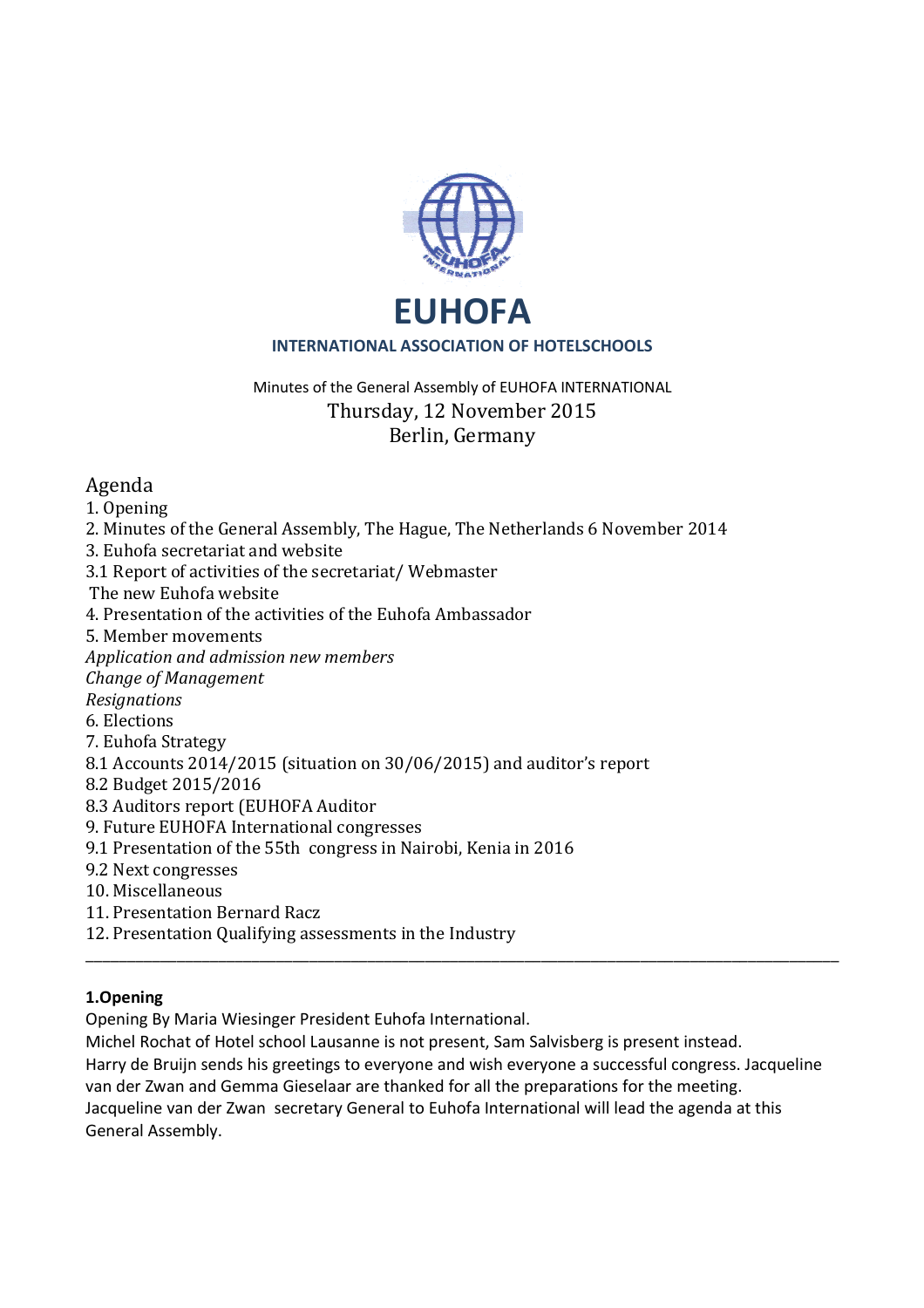# EUHOFA

**INTERNATIONAL ASSOCIATION OF HOTELSCHOOLS**

Minutes of the General Assembly of EUHOFA INTERNATIONAL
Thursday, 12 November 2015
Berlin, Germany

## Agenda

1. Opening
2. Minutes of the General Assembly, The Hague, The Netherlands 6 November 2014
3. Euhofa secretariat and website
3.1 Report of activities of the secretariat/ Webmaster
The new Euhofa website
4. Presentation of the activities of the Euhofa Ambassador
5. Member movements
*Application and admission new members*
*Change of Management*
*Resignations*
6. Elections
7. Euhofa Strategy
8.1 Accounts 2014/2015 (situation on 30/06/2015) and auditor's report
8.2 Budget 2015/2016
8.3 Auditors report (EUHOFA Auditor
9. Future EUHOFA International congresses
9.1 Presentation of the 55th congress in Nairobi, Kenia in 2016
9.2 Next congresses
10. Miscellaneous
11. Presentation Bernard Racz
12. Presentation Qualifying assessments in the Industry

---

**1.Opening**

Opening By Maria Wiesinger President Euhofa International.
Michel Rochat of Hotel school Lausanne is not present, Sam Salvisberg is present instead.
Harry de Bruijn sends his greetings to everyone and wish everyone a successful congress. Jacqueline van der Zwan and Gemma Gieselaar are thanked for all the preparations for the meeting.
Jacqueline van der Zwan secretary General to Euhofa International will lead the agenda at this General Assembly.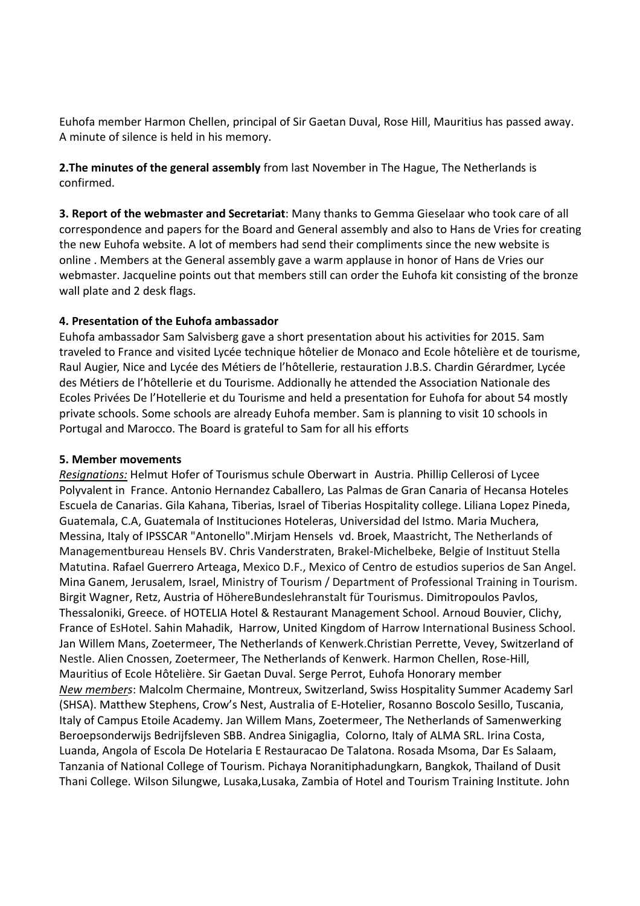Euhofa member Harmon Chellen, principal of Sir Gaetan Duval, Rose Hill, Mauritius has passed away. A minute of silence is held in his memory.

**2.The minutes of the general assembly** from last November in The Hague, The Netherlands is confirmed.

**3. Report of the webmaster and Secretariat**: Many thanks to Gemma Gieselaar who took care of all correspondence and papers for the Board and General assembly and also to Hans de Vries for creating the new Euhofa website. A lot of members had send their compliments since the new website is online . Members at the General assembly gave a warm applause in honor of Hans de Vries our webmaster. Jacqueline points out that members still can order the Euhofa kit consisting of the bronze wall plate and 2 desk flags.

**4. Presentation of the Euhofa ambassador**

Euhofa ambassador Sam Salvisberg gave a short presentation about his activities for 2015. Sam traveled to France and visited Lycée technique hôtelier de Monaco and Ecole hôtelière et de tourisme, Raul Augier, Nice and Lycée des Métiers de l'hôtellerie, restauration J.B.S. Chardin Gérardmer, Lycée des Métiers de l'hôtellerie et du Tourisme. Addionally he attended the Association Nationale des Ecoles Privées De l'Hotellerie et du Tourisme and held a presentation for Euhofa for about 54 mostly private schools. Some schools are already Euhofa member. Sam is planning to visit 10 schools in Portugal and Marocco. The Board is grateful to Sam for all his efforts

**5. Member movements**

*Resignations:* Helmut Hofer of Tourismus schule Oberwart in Austria. Phillip Cellerosi of Lycee Polyvalent in France. Antonio Hernandez Caballero, Las Palmas de Gran Canaria of Hecansa Hoteles Escuela de Canarias. Gila Kahana, Tiberias, Israel of Tiberias Hospitality college. Liliana Lopez Pineda, Guatemala, C.A, Guatemala of Instituciones Hoteleras, Universidad del Istmo. Maria Muchera, Messina, Italy of IPSSCAR "Antonello".Mirjam Hensels vd. Broek, Maastricht, The Netherlands of Managementbureau Hensels BV. Chris Vanderstraten, Brakel-Michelbeke, Belgie of Instituut Stella Matutina. Rafael Guerrero Arteaga, Mexico D.F., Mexico of Centro de estudios superios de San Angel. Mina Ganem, Jerusalem, Israel, Ministry of Tourism / Department of Professional Training in Tourism. Birgit Wagner, Retz, Austria of HöhereBundeslehranstalt für Tourismus. Dimitropoulos Pavlos, Thessaloniki, Greece. of HOTELIA Hotel & Restaurant Management School. Arnoud Bouvier, Clichy, France of EsHotel. Sahin Mahadik, Harrow, United Kingdom of Harrow International Business School. Jan Willem Mans, Zoetermeer, The Netherlands of Kenwerk.Christian Perrette, Vevey, Switzerland of Nestle. Alien Cnossen, Zoetermeer, The Netherlands of Kenwerk. Harmon Chellen, Rose-Hill, Mauritius of Ecole Hôtelière. Sir Gaetan Duval. Serge Perrot, Euhofa Honorary member

*New members*: Malcolm Chermaine, Montreux, Switzerland, Swiss Hospitality Summer Academy Sarl (SHSA). Matthew Stephens, Crow's Nest, Australia of E-Hotelier, Rosanno Boscolo Sesillo, Tuscania, Italy of Campus Etoile Academy. Jan Willem Mans, Zoetermeer, The Netherlands of Samenwerking Beroepsonderwijs Bedrijfsleven SBB. Andrea Sinigaglia, Colorno, Italy of ALMA SRL. Irina Costa, Luanda, Angola of Escola De Hotelaria E Restauracao De Talatona. Rosada Msoma, Dar Es Salaam, Tanzania of National College of Tourism. Pichaya Noranitiphadungkarn, Bangkok, Thailand of Dusit Thani College. Wilson Silungwe, Lusaka,Lusaka, Zambia of Hotel and Tourism Training Institute. John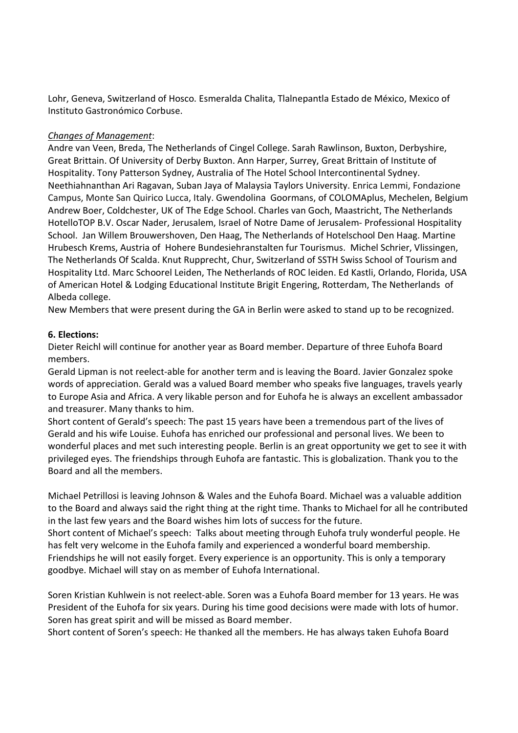Lohr, Geneva, Switzerland of Hosco. Esmeralda Chalita, Tlalnepantla Estado de México, Mexico of Instituto Gastronómico Corbuse.

*Changes of Management*:

Andre van Veen, Breda, The Netherlands of Cingel College. Sarah Rawlinson, Buxton, Derbyshire, Great Brittain. Of University of Derby Buxton. Ann Harper, Surrey, Great Brittain of Institute of Hospitality. Tony Patterson Sydney, Australia of The Hotel School Intercontinental Sydney. Neethiahnanthan Ari Ragavan, Suban Jaya of Malaysia Taylors University. Enrica Lemmi, Fondazione Campus, Monte San Quirico Lucca, Italy. Gwendolina Goormans, of COLOMAplus, Mechelen, Belgium Andrew Boer, Coldchester, UK of The Edge School. Charles van Goch, Maastricht, The Netherlands HotelloTOP B.V. Oscar Nader, Jerusalem, Israel of Notre Dame of Jerusalem- Professional Hospitality School. Jan Willem Brouwershoven, Den Haag, The Netherlands of Hotelschool Den Haag. Martine Hrubesch Krems, Austria of Hohere Bundesiehranstalten fur Tourismus. Michel Schrier, Vlissingen, The Netherlands Of Scalda. Knut Rupprecht, Chur, Switzerland of SSTH Swiss School of Tourism and Hospitality Ltd. Marc Schoorel Leiden, The Netherlands of ROC leiden. Ed Kastli, Orlando, Florida, USA of American Hotel & Lodging Educational Institute Brigit Engering, Rotterdam, The Netherlands of Albeda college.

New Members that were present during the GA in Berlin were asked to stand up to be recognized.

**6. Elections:**

Dieter Reichl will continue for another year as Board member. Departure of three Euhofa Board members.

Gerald Lipman is not reelect-able for another term and is leaving the Board. Javier Gonzalez spoke words of appreciation. Gerald was a valued Board member who speaks five languages, travels yearly to Europe Asia and Africa. A very likable person and for Euhofa he is always an excellent ambassador and treasurer. Many thanks to him.

Short content of Gerald's speech: The past 15 years have been a tremendous part of the lives of Gerald and his wife Louise. Euhofa has enriched our professional and personal lives. We been to wonderful places and met such interesting people. Berlin is an great opportunity we get to see it with privileged eyes. The friendships through Euhofa are fantastic. This is globalization. Thank you to the Board and all the members.

Michael Petrillosi is leaving Johnson & Wales and the Euhofa Board. Michael was a valuable addition to the Board and always said the right thing at the right time. Thanks to Michael for all he contributed in the last few years and the Board wishes him lots of success for the future.

Short content of Michael's speech: Talks about meeting through Euhofa truly wonderful people. He has felt very welcome in the Euhofa family and experienced a wonderful board membership. Friendships he will not easily forget. Every experience is an opportunity. This is only a temporary goodbye. Michael will stay on as member of Euhofa International.

Soren Kristian Kuhlwein is not reelect-able. Soren was a Euhofa Board member for 13 years. He was President of the Euhofa for six years. During his time good decisions were made with lots of humor. Soren has great spirit and will be missed as Board member.

Short content of Soren's speech: He thanked all the members. He has always taken Euhofa Board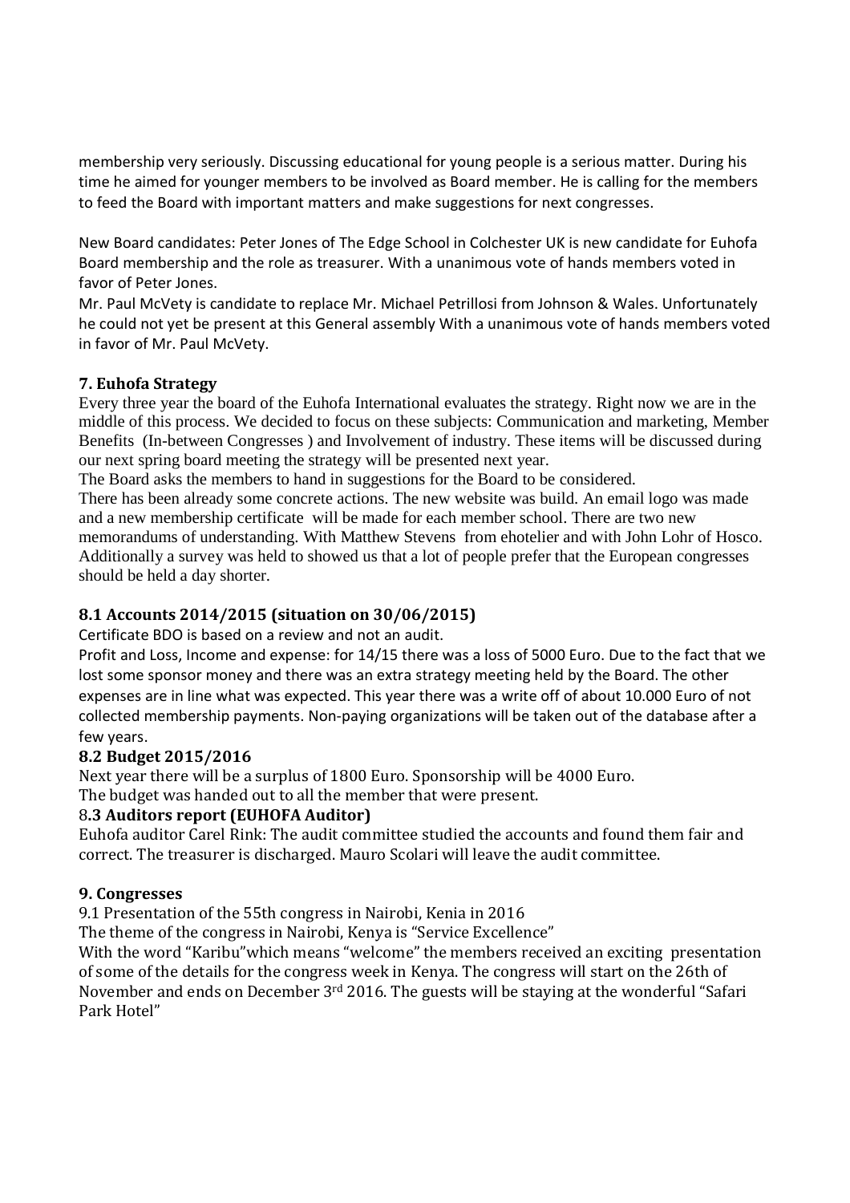membership very seriously. Discussing educational for young people is a serious matter. During his time he aimed for younger members to be involved as Board member. He is calling for the members to feed the Board with important matters and make suggestions for next congresses.

New Board candidates: Peter Jones of The Edge School in Colchester UK is new candidate for Euhofa Board membership and the role as treasurer. With a unanimous vote of hands members voted in favor of Peter Jones.

Mr. Paul McVety is candidate to replace Mr. Michael Petrillosi from Johnson & Wales. Unfortunately he could not yet be present at this General assembly With a unanimous vote of hands members voted in favor of Mr. Paul McVety.

### 7. Euhofa Strategy

Every three year the board of the Euhofa International evaluates the strategy. Right now we are in the middle of this process. We decided to focus on these subjects: Communication and marketing, Member Benefits (In-between Congresses ) and Involvement of industry. These items will be discussed during our next spring board meeting the strategy will be presented next year.

The Board asks the members to hand in suggestions for the Board to be considered.

There has been already some concrete actions. The new website was build. An email logo was made and a new membership certificate will be made for each member school. There are two new memorandums of understanding. With Matthew Stevens from ehotelier and with John Lohr of Hosco. Additionally a survey was held to showed us that a lot of people prefer that the European congresses should be held a day shorter.

### 8.1 Accounts 2014/2015 (situation on 30/06/2015)

Certificate BDO is based on a review and not an audit.

Profit and Loss, Income and expense: for 14/15 there was a loss of 5000 Euro. Due to the fact that we lost some sponsor money and there was an extra strategy meeting held by the Board. The other expenses are in line what was expected. This year there was a write off of about 10.000 Euro of not collected membership payments. Non-paying organizations will be taken out of the database after a few years.

### 8.2 Budget 2015/2016

Next year there will be a surplus of 1800 Euro. Sponsorship will be 4000 Euro.

The budget was handed out to all the member that were present.

### 8.3 Auditors report (EUHOFA Auditor)

Euhofa auditor Carel Rink: The audit committee studied the accounts and found them fair and correct. The treasurer is discharged. Mauro Scolari will leave the audit committee.

### 9. Congresses

9.1 Presentation of the 55th congress in Nairobi, Kenia in 2016

The theme of the congress in Nairobi, Kenya is "Service Excellence"

With the word "Karibu"which means "welcome" the members received an exciting presentation of some of the details for the congress week in Kenya. The congress will start on the 26th of November and ends on December 3rd 2016. The guests will be staying at the wonderful "Safari Park Hotel"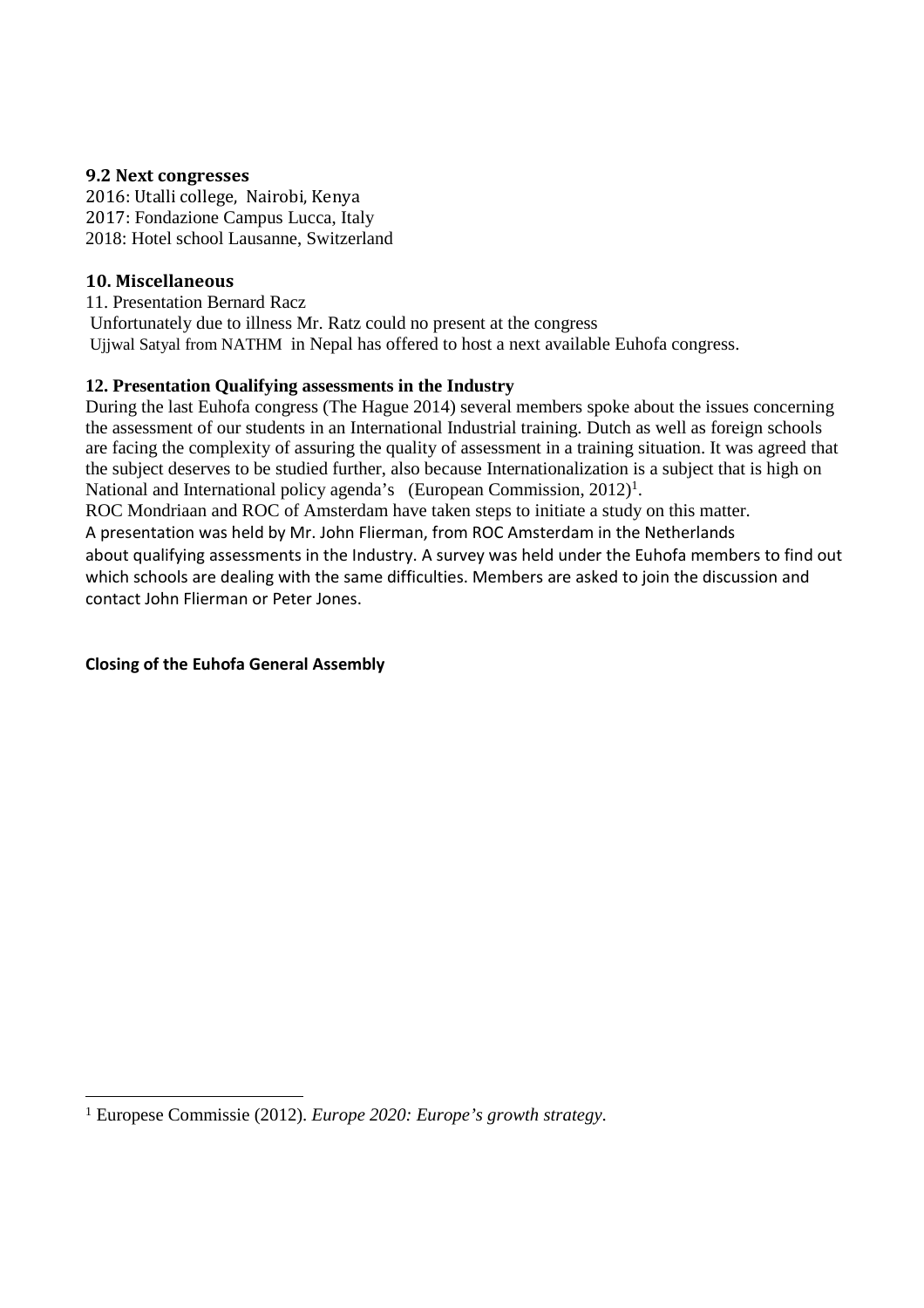### 9.2 Next congresses

2016: Utalli college, Nairobi, Kenya
2017: Fondazione Campus Lucca, Italy
2018: Hotel school Lausanne, Switzerland

## 10. Miscellaneous

11. Presentation Bernard Racz
Unfortunately due to illness Mr. Ratz could no present at the congress
Ujjwal Satyal from NATHM in Nepal has offered to host a next available Euhofa congress.

### 12. Presentation Qualifying assessments in the Industry

During the last Euhofa congress (The Hague 2014) several members spoke about the issues concerning the assessment of our students in an International Industrial training. Dutch as well as foreign schools are facing the complexity of assuring the quality of assessment in a training situation. It was agreed that the subject deserves to be studied further, also because Internationalization is a subject that is high on National and International policy agenda's (European Commission, 2012)[1].
ROC Mondriaan and ROC of Amsterdam have taken steps to initiate a study on this matter.
A presentation was held by Mr. John Flierman, from ROC Amsterdam in the Netherlands about qualifying assessments in the Industry. A survey was held under the Euhofa members to find out which schools are dealing with the same difficulties. Members are asked to join the discussion and contact John Flierman or Peter Jones.

**Closing of the Euhofa General Assembly**

[1] Europese Commissie (2012). *Europe 2020: Europe's growth strategy*.